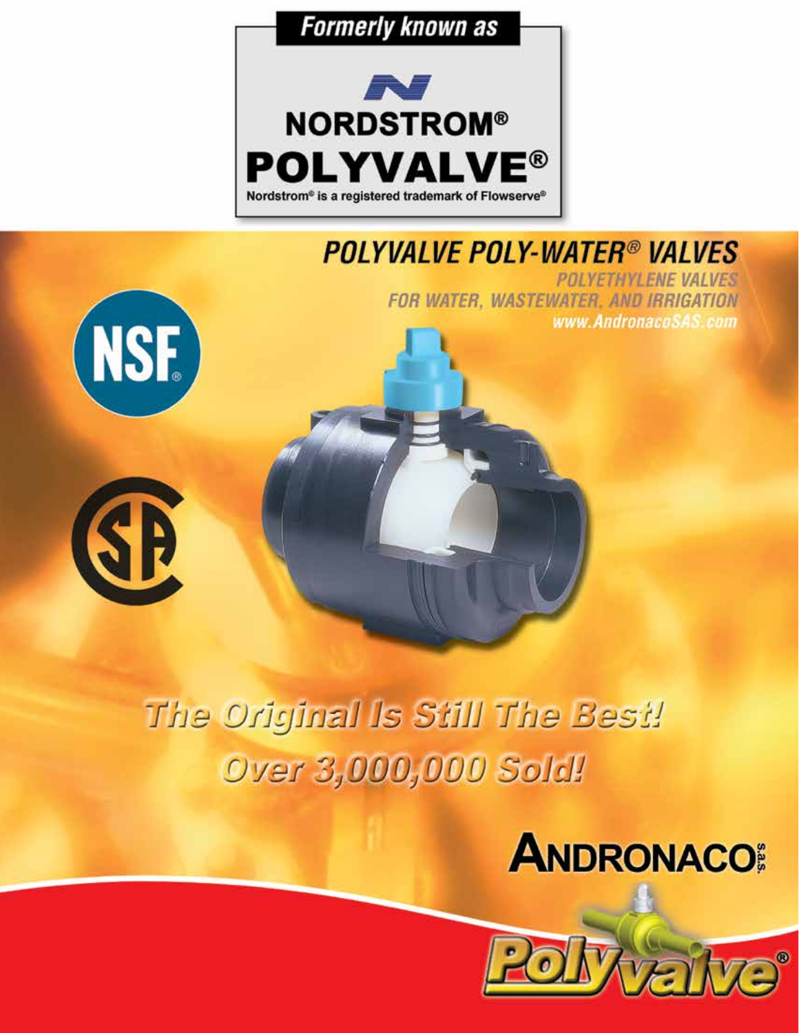Formerly known as

NORDSTROM®

POLYVALVE®

Nordstrom® is a registered trademark of Flowserve®

# POLYVALVE POLY-WATER® VALVES

POLYETHYLENE VALVES

FOR WATER, WASTEWATER, AND IRRIGATION

www.AndronacoSAS.com

NSF®

## The Original Is Still The Best!

## Over 3,000,000 Sold!

ANDRONACO s.a.s.

Polyvalve®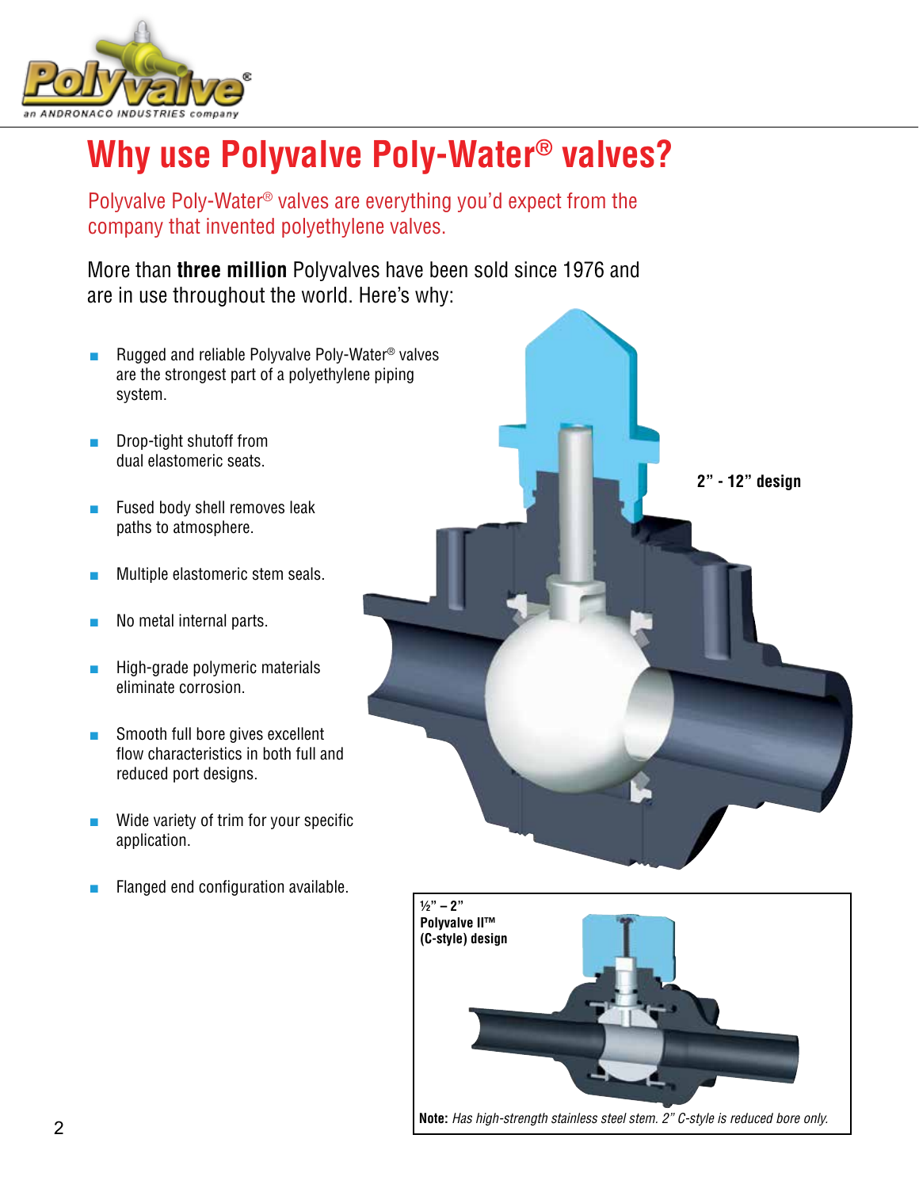# Why use Polyvalve Poly-Water® valves?

Polyvalve Poly-Water® valves are everything you'd expect from the company that invented polyethylene valves.

More than **three million** Polyvalves have been sold since 1976 and are in use throughout the world. Here's why:

- Rugged and reliable Polyvalve Poly-Water® valves are the strongest part of a polyethylene piping system.
- Drop-tight shutoff from dual elastomeric seats.
- Fused body shell removes leak paths to atmosphere.
- Multiple elastomeric stem seals.
- No metal internal parts.
- High-grade polymeric materials eliminate corrosion.
- Smooth full bore gives excellent flow characteristics in both full and reduced port designs.
- Wide variety of trim for your specific application.
- Flanged end configuration available.

**2" - 12" design**

**½" – 2" Polyvalve II™ (C-style) design**

**Note:** *Has high-strength stainless steel stem. 2" C-style is reduced bore only.*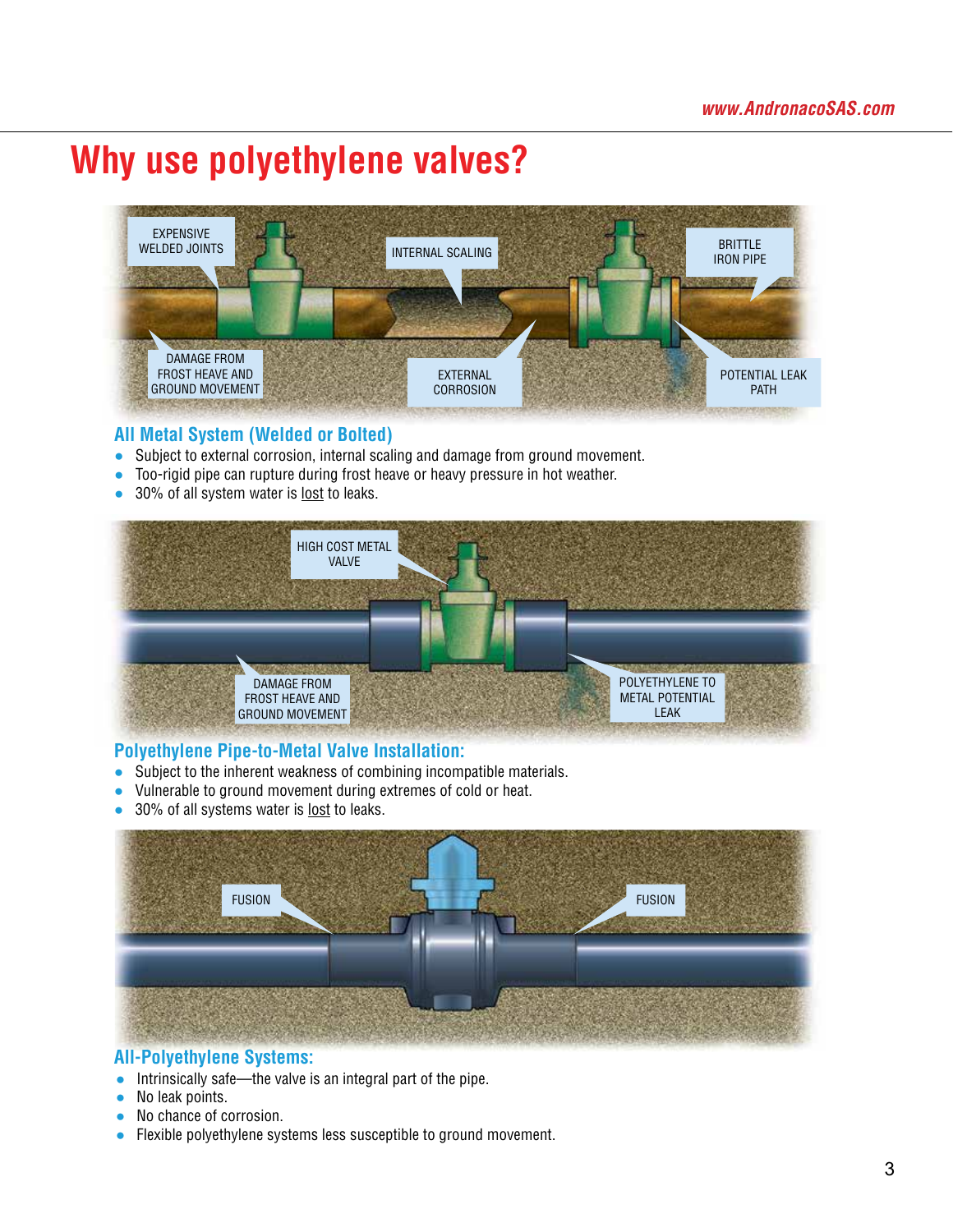# Why use polyethylene valves?

EXPENSIVE WELDED JOINTS

INTERNAL SCALING

BRITTLE IRON PIPE

DAMAGE FROM FROST HEAVE AND GROUND MOVEMENT

EXTERNAL CORROSION

POTENTIAL LEAK PATH

## All Metal System (Welded or Bolted)

- Subject to external corrosion, internal scaling and damage from ground movement.
- Too-rigid pipe can rupture during frost heave or heavy pressure in hot weather.
- 30% of all system water is lost to leaks.

HIGH COST METAL VALVE

DAMAGE FROM FROST HEAVE AND GROUND MOVEMENT

POLYETHYLENE TO METAL POTENTIAL LEAK

## Polyethylene Pipe-to-Metal Valve Installation:

- Subject to the inherent weakness of combining incompatible materials.
- Vulnerable to ground movement during extremes of cold or heat.
- 30% of all systems water is lost to leaks.

FUSION

FUSION

## All-Polyethylene Systems:

- Intrinsically safe—the valve is an integral part of the pipe.
- No leak points.
- No chance of corrosion.
- Flexible polyethylene systems less susceptible to ground movement.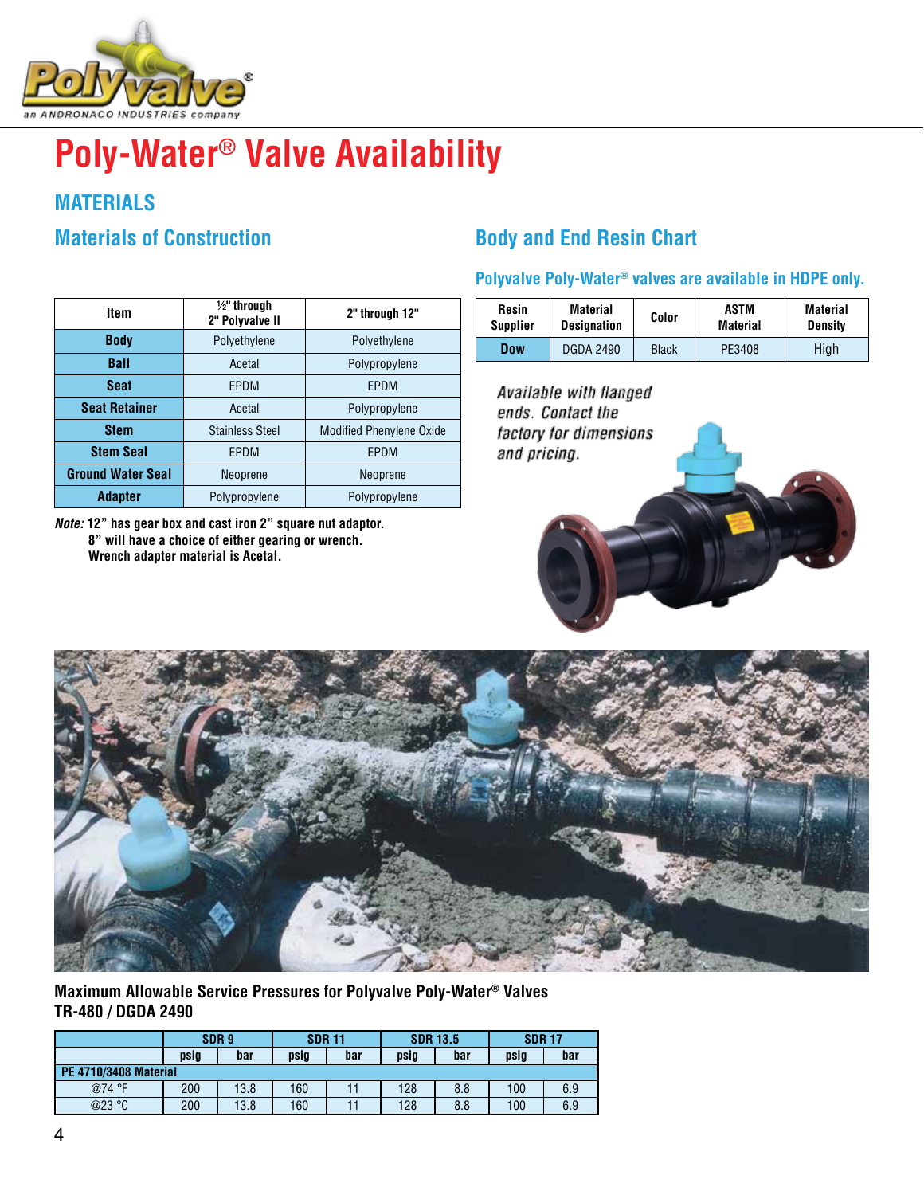# Poly-Water® Valve Availability

## MATERIALS

### Materials of Construction

| Item | ½" through 2" Polyvalve II | 2" through 12" |
|---|---|---|
| **Body** | Polyethylene | Polyethylene |
| **Ball** | Acetal | Polypropylene |
| **Seat** | EPDM | EPDM |
| **Seat Retainer** | Acetal | Polypropylene |
| **Stem** | Stainless Steel | Modified Phenylene Oxide |
| **Stem Seal** | EPDM | EPDM |
| **Ground Water Seal** | Neoprene | Neoprene |
| **Adapter** | Polypropylene | Polypropylene |

***Note:*** **12" has gear box and cast iron 2" square nut adaptor.**
**8" will have a choice of either gearing or wrench.**
**Wrench adapter material is Acetal.**

### Body and End Resin Chart

**Polyvalve Poly-Water® valves are available in HDPE only.**

| Resin Supplier | Material Designation | Color | ASTM Material | Material Density |
|---|---|---|---|---|
| **Dow** | DGDA 2490 | Black | PE3408 | High |

*Available with flanged ends. Contact the factory for dimensions and pricing.*

**Maximum Allowable Service Pressures for Polyvalve Poly-Water® Valves**
**TR-480 / DGDA 2490**

| | SDR 9 | | SDR 11 | | SDR 13.5 | | SDR 17 | |
|---|---|---|---|---|---|---|---|---|
| | psig | bar | psig | bar | psig | bar | psig | bar |
| **PE 4710/3408 Material** | | | | | | | | |
| @74 °F | 200 | 13.8 | 160 | 11 | 128 | 8.8 | 100 | 6.9 |
| @23 °C | 200 | 13.8 | 160 | 11 | 128 | 8.8 | 100 | 6.9 |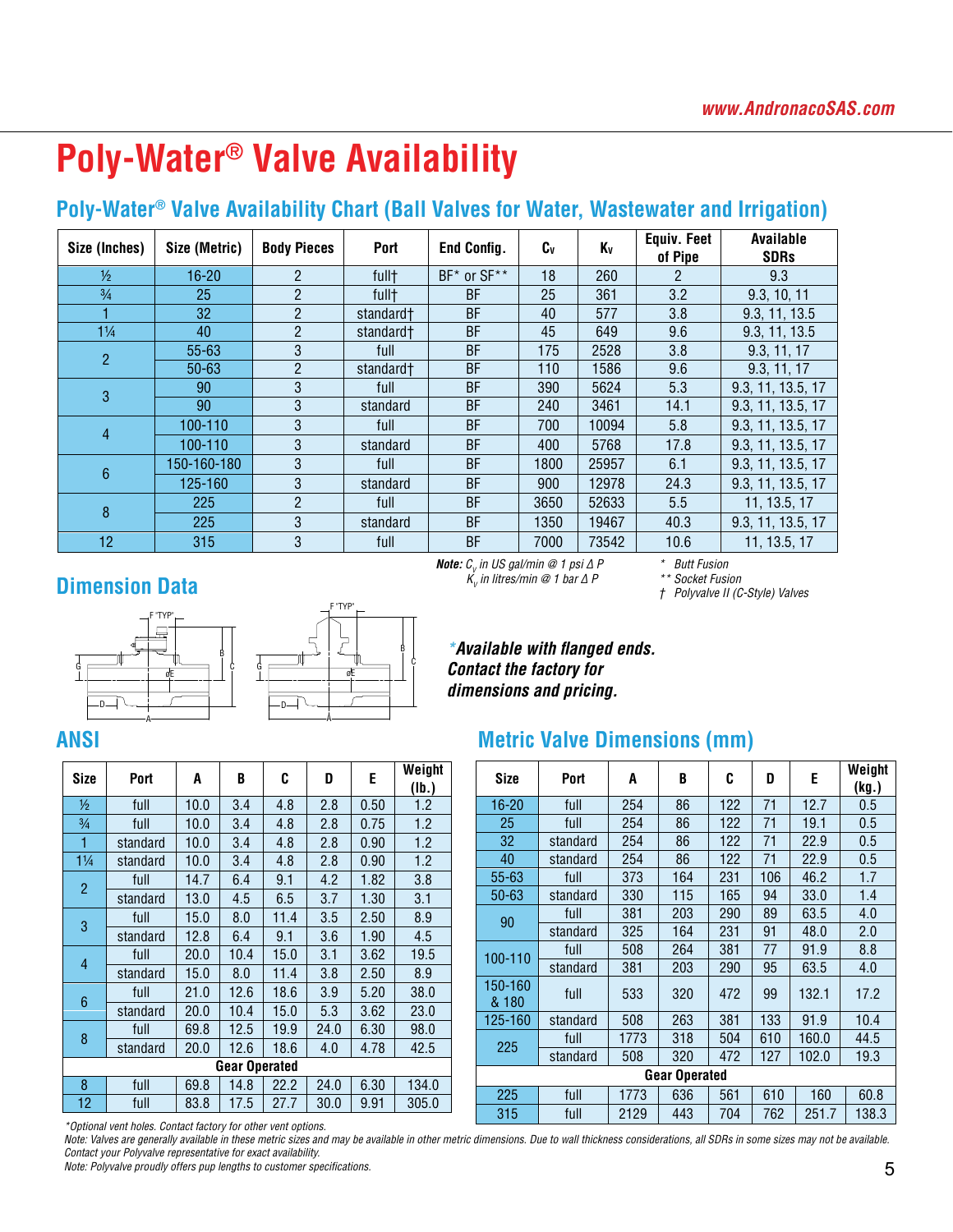# Poly-Water® Valve Availability

## Poly-Water® Valve Availability Chart (Ball Valves for Water, Wastewater and Irrigation)

| Size (Inches) | Size (Metric) | Body Pieces | Port | End Config. | $C_v$ | $K_v$ | Equiv. Feet of Pipe | Available SDRs |
|---|---|---|---|---|---|---|---|---|
| ½ | 16-20 | 2 | full† | BF* or SF** | 18 | 260 | 2 | 9.3 |
| ¾ | 25 | 2 | full† | BF | 25 | 361 | 3.2 | 9.3, 10, 11 |
| 1 | 32 | 2 | standard† | BF | 40 | 577 | 3.8 | 9.3, 11, 13.5 |
| 1¼ | 40 | 2 | standard† | BF | 45 | 649 | 9.6 | 9.3, 11, 13.5 |
| 2 | 55-63 | 3 | full | BF | 175 | 2528 | 3.8 | 9.3, 11, 17 |
| | 50-63 | 2 | standard† | BF | 110 | 1586 | 9.6 | 9.3, 11, 17 |
| 3 | 90 | 3 | full | BF | 390 | 5624 | 5.3 | 9.3, 11, 13.5, 17 |
| | 90 | 3 | standard | BF | 240 | 3461 | 14.1 | 9.3, 11, 13.5, 17 |
| 4 | 100-110 | 3 | full | BF | 700 | 10094 | 5.8 | 9.3, 11, 13.5, 17 |
| | 100-110 | 3 | standard | BF | 400 | 5768 | 17.8 | 9.3, 11, 13.5, 17 |
| 6 | 150-160-180 | 3 | full | BF | 1800 | 25957 | 6.1 | 9.3, 11, 13.5, 17 |
| | 125-160 | 3 | standard | BF | 900 | 12978 | 24.3 | 9.3, 11, 13.5, 17 |
| 8 | 225 | 2 | full | BF | 3650 | 52633 | 5.5 | 11, 13.5, 17 |
| | 225 | 3 | standard | BF | 1350 | 19467 | 40.3 | 9.3, 11, 13.5, 17 |
| 12 | 315 | 3 | full | BF | 7000 | 73542 | 10.6 | 11, 13.5, 17 |

***Note:*** *$C_v$ in US gal/min @ 1 psi Δ P*
*$K_v$ in litres/min @ 1 bar Δ P*

\* *Butt Fusion*
\*\* *Socket Fusion*
† *Polyvalve II (C-Style) Valves*

## Dimension Data

***Available with flanged ends. Contact the factory for dimensions and pricing.***

## ANSI

| Size | Port | A | B | C | D | E | Weight (lb.) |
|---|---|---|---|---|---|---|---|
| ½ | full | 10.0 | 3.4 | 4.8 | 2.8 | 0.50 | 1.2 |
| ¾ | full | 10.0 | 3.4 | 4.8 | 2.8 | 0.75 | 1.2 |
| 1 | standard | 10.0 | 3.4 | 4.8 | 2.8 | 0.90 | 1.2 |
| 1¼ | standard | 10.0 | 3.4 | 4.8 | 2.8 | 0.90 | 1.2 |
| 2 | full | 14.7 | 6.4 | 9.1 | 4.2 | 1.82 | 3.8 |
| | standard | 13.0 | 4.5 | 6.5 | 3.7 | 1.30 | 3.1 |
| 3 | full | 15.0 | 8.0 | 11.4 | 3.5 | 2.50 | 8.9 |
| | standard | 12.8 | 6.4 | 9.1 | 3.6 | 1.90 | 4.5 |
| 4 | full | 20.0 | 10.4 | 15.0 | 3.1 | 3.62 | 19.5 |
| | standard | 15.0 | 8.0 | 11.4 | 3.8 | 2.50 | 8.9 |
| 6 | full | 21.0 | 12.6 | 18.6 | 3.9 | 5.20 | 38.0 |
| | standard | 20.0 | 10.4 | 15.0 | 5.3 | 3.62 | 23.0 |
| 8 | full | 69.8 | 12.5 | 19.9 | 24.0 | 6.30 | 98.0 |
| | standard | 20.0 | 12.6 | 18.6 | 4.0 | 4.78 | 42.5 |
| **Gear Operated** | | | | | | | |
| 8 | full | 69.8 | 14.8 | 22.2 | 24.0 | 6.30 | 134.0 |
| 12 | full | 83.8 | 17.5 | 27.7 | 30.0 | 9.91 | 305.0 |

## Metric Valve Dimensions (mm)

| Size | Port | A | B | C | D | E | Weight (kg.) |
|---|---|---|---|---|---|---|---|
| 16-20 | full | 254 | 86 | 122 | 71 | 12.7 | 0.5 |
| 25 | full | 254 | 86 | 122 | 71 | 19.1 | 0.5 |
| 32 | standard | 254 | 86 | 122 | 71 | 22.9 | 0.5 |
| 40 | standard | 254 | 86 | 122 | 71 | 22.9 | 0.5 |
| 55-63 | full | 373 | 164 | 231 | 106 | 46.2 | 1.7 |
| 50-63 | standard | 330 | 115 | 165 | 94 | 33.0 | 1.4 |
| 90 | full | 381 | 203 | 290 | 89 | 63.5 | 4.0 |
| | standard | 325 | 164 | 231 | 91 | 48.0 | 2.0 |
| 100-110 | full | 508 | 264 | 381 | 77 | 91.9 | 8.8 |
| | standard | 381 | 203 | 290 | 95 | 63.5 | 4.0 |
| 150-160 & 180 | full | 533 | 320 | 472 | 99 | 132.1 | 17.2 |
| 125-160 | standard | 508 | 263 | 381 | 133 | 91.9 | 10.4 |
| 225 | full | 1773 | 318 | 504 | 610 | 160.0 | 44.5 |
| | standard | 508 | 320 | 472 | 127 | 102.0 | 19.3 |
| **Gear Operated** | | | | | | | |
| 225 | full | 1773 | 636 | 561 | 610 | 160 | 60.8 |
| 315 | full | 2129 | 443 | 704 | 762 | 251.7 | 138.3 |

*\*Optional vent holes. Contact factory for other vent options.*

*Note: Valves are generally available in these metric sizes and may be available in other metric dimensions. Due to wall thickness considerations, all SDRs in some sizes may not be available. Contact your Polyvalve representative for exact availability.*

*Note: Polyvalve proudly offers pup lengths to customer specifications.*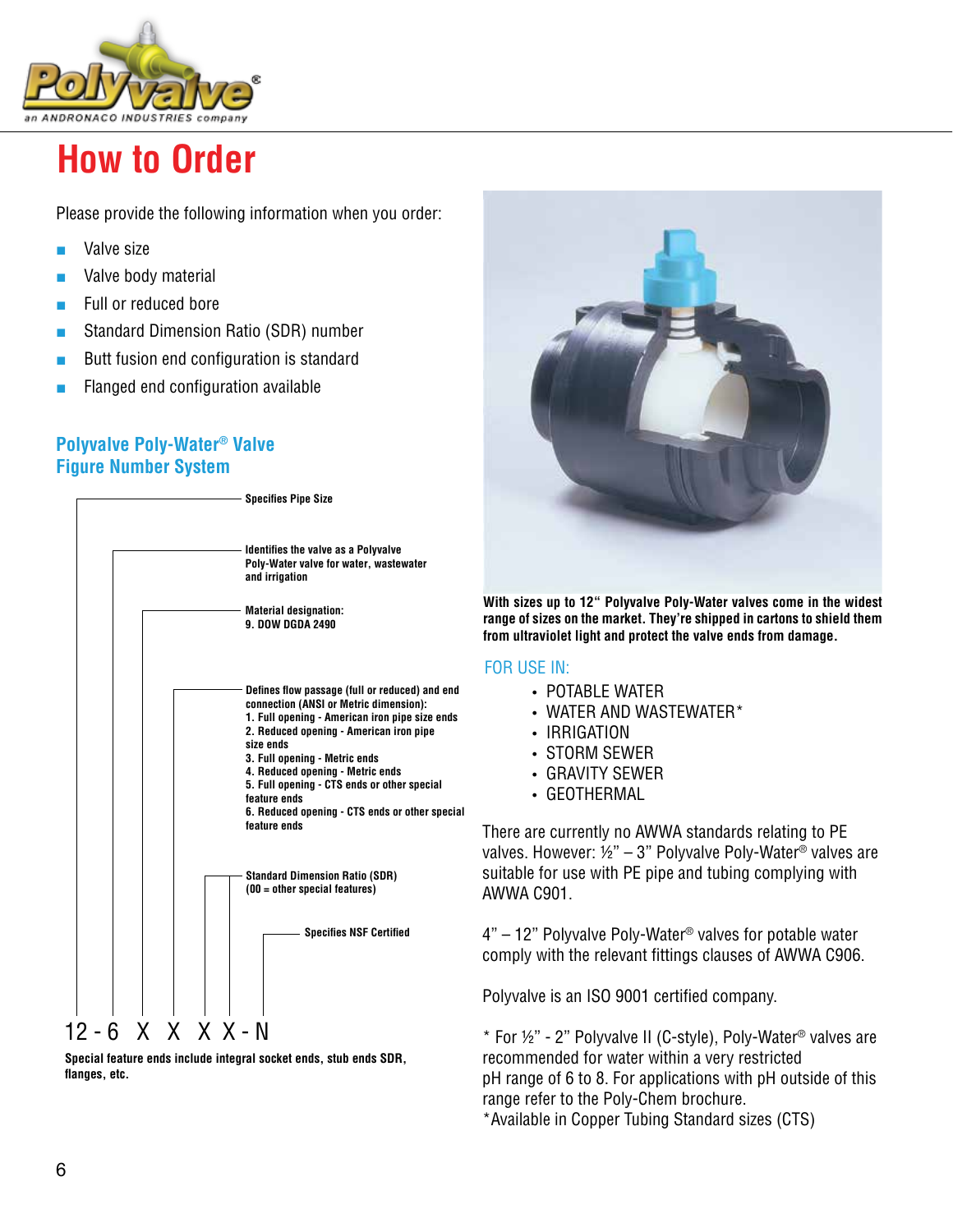# How to Order

Please provide the following information when you order:

- Valve size
- Valve body material
- Full or reduced bore
- Standard Dimension Ratio (SDR) number
- Butt fusion end configuration is standard
- Flanged end configuration available

## Polyvalve Poly-Water® Valve Figure Number System

**Specifies Pipe Size**

**Identifies the valve as a Polyvalve Poly-Water valve for water, wastewater and irrigation**

**Material designation:**
**9. DOW DGDA 2490**

**Defines flow passage (full or reduced) and end connection (ANSI or Metric dimension):**
**1. Full opening - American iron pipe size ends**
**2. Reduced opening - American iron pipe size ends**
**3. Full opening - Metric ends**
**4. Reduced opening - Metric ends**
**5. Full opening - CTS ends or other special feature ends**
**6. Reduced opening - CTS ends or other special feature ends**

**Standard Dimension Ratio (SDR)**
**(00 = other special features)**

**Specifies NSF Certified**

12 - 6 X X X X - N

**Special feature ends include integral socket ends, stub ends SDR, flanges, etc.**

**With sizes up to 12" Polyvalve Poly-Water valves come in the widest range of sizes on the market. They're shipped in cartons to shield them from ultraviolet light and protect the valve ends from damage.**

FOR USE IN:

- POTABLE WATER
- WATER AND WASTEWATER*
- IRRIGATION
- STORM SEWER
- GRAVITY SEWER
- GEOTHERMAL

There are currently no AWWA standards relating to PE valves. However: ½" – 3" Polyvalve Poly-Water® valves are suitable for use with PE pipe and tubing complying with AWWA C901.

4" – 12" Polyvalve Poly-Water® valves for potable water comply with the relevant fittings clauses of AWWA C906.

Polyvalve is an ISO 9001 certified company.

* For ½" - 2" Polyvalve II (C-style), Poly-Water® valves are recommended for water within a very restricted pH range of 6 to 8. For applications with pH outside of this range refer to the Poly-Chem brochure.
*Available in Copper Tubing Standard sizes (CTS)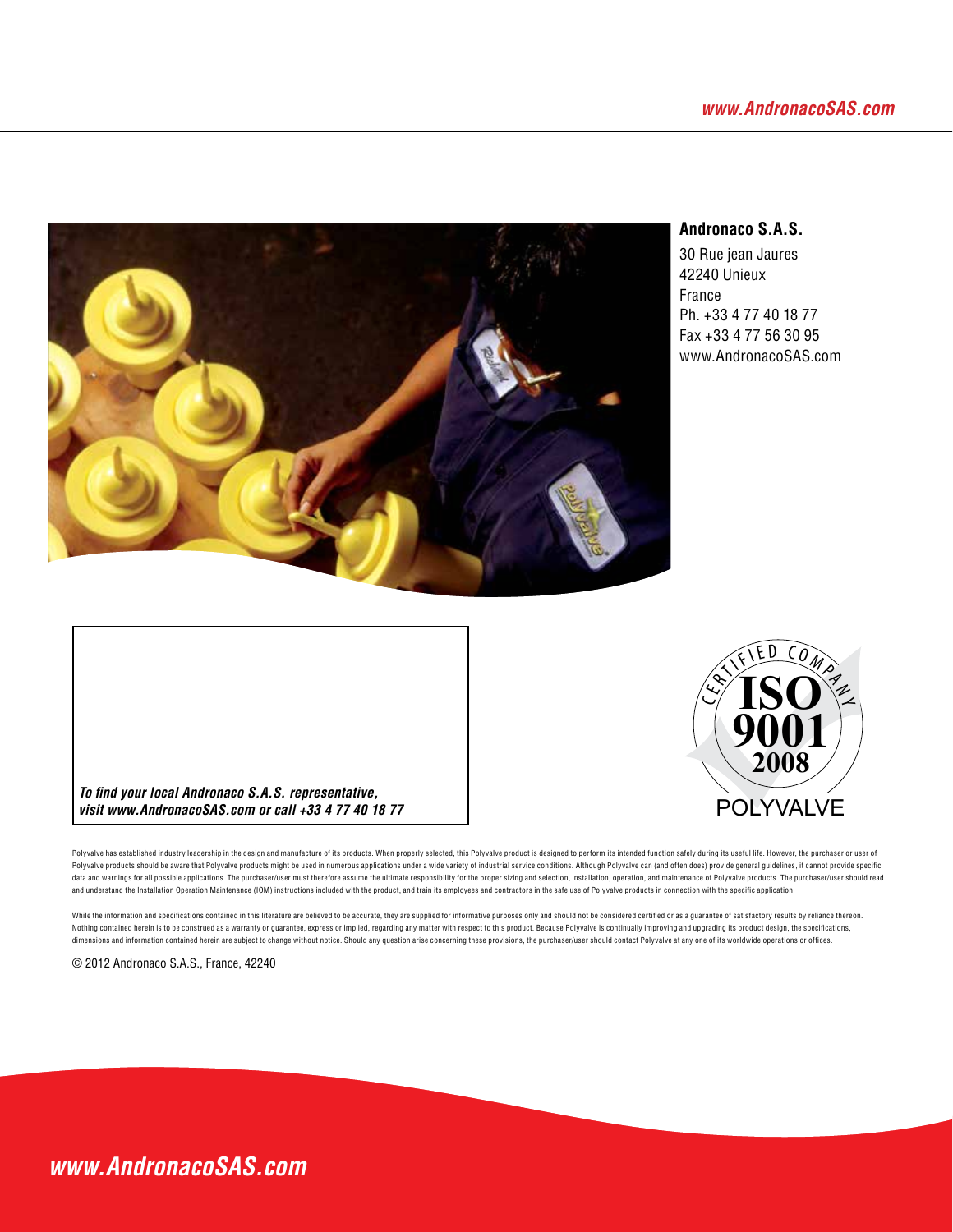**Andronaco S.A.S.**

30 Rue jean Jaures
42240 Unieux
France
Ph. +33 4 77 40 18 77
Fax +33 4 77 56 30 95
www.AndronacoSAS.com

***To find your local Andronaco S.A.S. representative, visit www.AndronacoSAS.com or call +33 4 77 40 18 77***

CERTIFIED COMPANY
ISO 9001 2008
POLYVALVE

Polyvalve has established industry leadership in the design and manufacture of its products. When properly selected, this Polyvalve product is designed to perform its intended function safely during its useful life. However, the purchaser or user of Polyvalve products should be aware that Polyvalve products might be used in numerous applications under a wide variety of industrial service conditions. Although Polyvalve can (and often does) provide general guidelines, it cannot provide specific data and warnings for all possible applications. The purchaser/user must therefore assume the ultimate responsibility for the proper sizing and selection, installation, operation, and maintenance of Polyvalve products. The purchaser/user should read and understand the Installation Operation Maintenance (IOM) instructions included with the product, and train its employees and contractors in the safe use of Polyvalve products in connection with the specific application.

While the information and specifications contained in this literature are believed to be accurate, they are supplied for informative purposes only and should not be considered certified or as a guarantee of satisfactory results by reliance thereon. Nothing contained herein is to be construed as a warranty or guarantee, express or implied, regarding any matter with respect to this product. Because Polyvalve is continually improving and upgrading its product design, the specifications, dimensions and information contained herein are subject to change without notice. Should any question arise concerning these provisions, the purchaser/user should contact Polyvalve at any one of its worldwide operations or offices.

© 2012 Andronaco S.A.S., France, 42240

***www.AndronacoSAS.com***